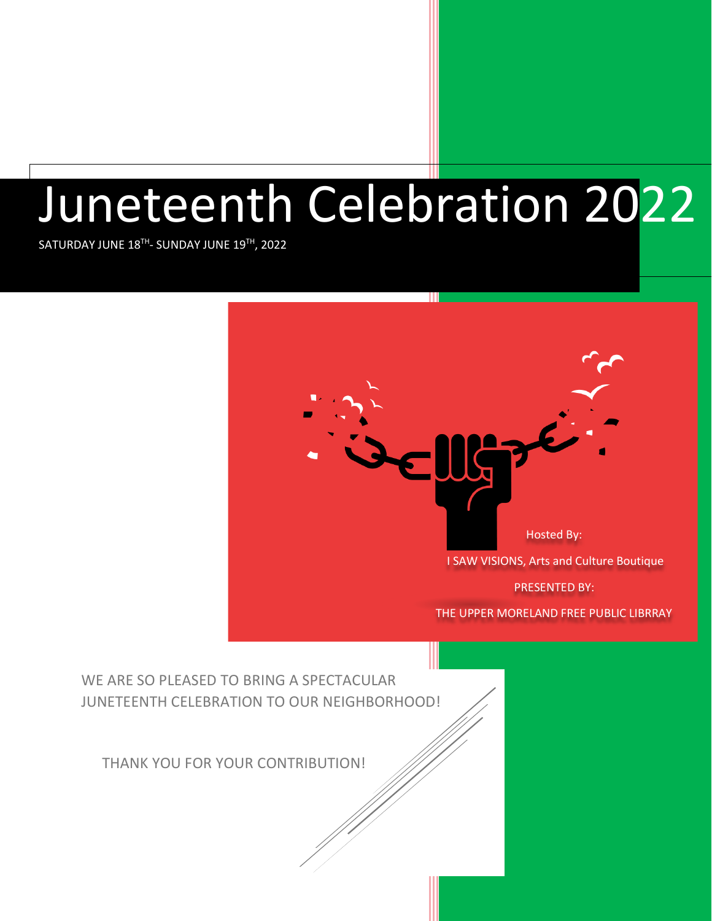# Juneteenth Celebration 2022

SATURDAY JUNE 18TH- SUNDAY JUNE 19TH, 2022

Hosted By:

I SAW VISIONS, Arts and Culture Boutique

PRESENTED BY:

THE UPPER MORELAND FREE PUBLIC LIBRRAY

WE ARE SO PLEASED TO BRING A SPECTACULAR JUNETEENTH CELEBRATION TO OUR NEIGHBORHOOD!

THANK YOU FOR YOUR CONTRIBUTION!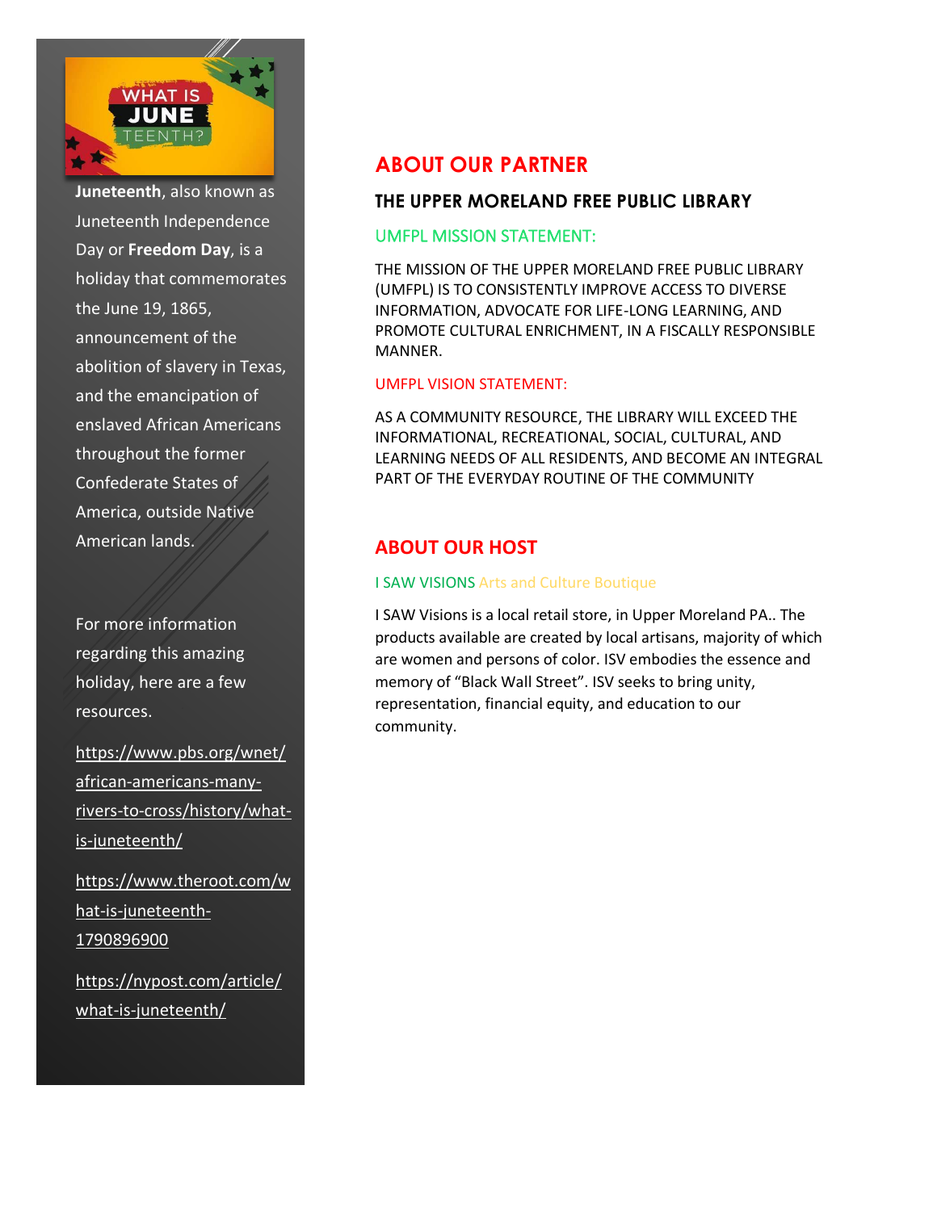**Juneteenth**, also known as Juneteenth Independence Day or **Freedom Day**, is a holiday that commemorates the June 19, 1865, announcement of the abolition of slavery in Texas, and the emancipation of enslaved African Americans throughout the former Confederate States of America, outside Native American lands.

For more information regarding this amazing holiday, here are a few resources.

https://www.pbs.org/wnet/african-americans-many-rivers-to-cross/history/what-is-juneteenth/

https://www.theroot.com/what-is-juneteenth-1790896900

https://nypost.com/article/what-is-juneteenth/

## ABOUT OUR PARTNER

### THE UPPER MORELAND FREE PUBLIC LIBRARY

#### UMFPL MISSION STATEMENT:

THE MISSION OF THE UPPER MORELAND FREE PUBLIC LIBRARY (UMFPL) IS TO CONSISTENTLY IMPROVE ACCESS TO DIVERSE INFORMATION, ADVOCATE FOR LIFE-LONG LEARNING, AND PROMOTE CULTURAL ENRICHMENT, IN A FISCALLY RESPONSIBLE MANNER.

#### UMFPL VISION STATEMENT:

AS A COMMUNITY RESOURCE, THE LIBRARY WILL EXCEED THE INFORMATIONAL, RECREATIONAL, SOCIAL, CULTURAL, AND LEARNING NEEDS OF ALL RESIDENTS, AND BECOME AN INTEGRAL PART OF THE EVERYDAY ROUTINE OF THE COMMUNITY

## ABOUT OUR HOST

#### I SAW VISIONS Arts and Culture Boutique

I SAW Visions is a local retail store, in Upper Moreland PA.. The products available are created by local artisans, majority of which are women and persons of color. ISV embodies the essence and memory of "Black Wall Street". ISV seeks to bring unity, representation, financial equity, and education to our community.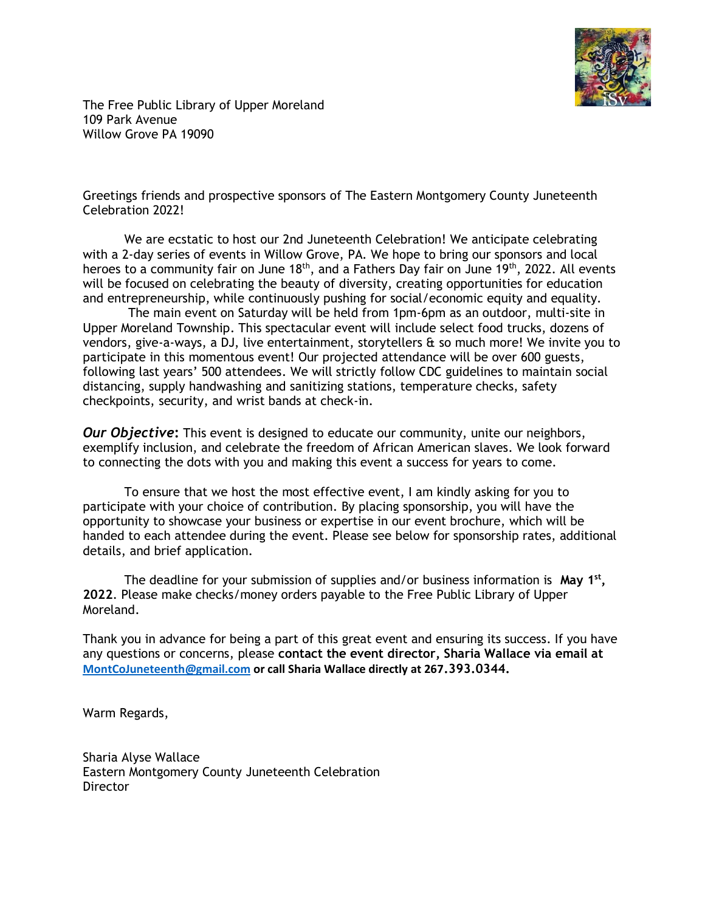The Free Public Library of Upper Moreland
109 Park Avenue
Willow Grove PA 19090

Greetings friends and prospective sponsors of The Eastern Montgomery County Juneteenth Celebration 2022!

We are ecstatic to host our 2nd Juneteenth Celebration! We anticipate celebrating with a 2-day series of events in Willow Grove, PA. We hope to bring our sponsors and local heroes to a community fair on June 18th, and a Fathers Day fair on June 19th, 2022. All events will be focused on celebrating the beauty of diversity, creating opportunities for education and entrepreneurship, while continuously pushing for social/economic equity and equality.

The main event on Saturday will be held from 1pm-6pm as an outdoor, multi-site in Upper Moreland Township. This spectacular event will include select food trucks, dozens of vendors, give-a-ways, a DJ, live entertainment, storytellers & so much more! We invite you to participate in this momentous event! Our projected attendance will be over 600 guests, following last years' 500 attendees. We will strictly follow CDC guidelines to maintain social distancing, supply handwashing and sanitizing stations, temperature checks, safety checkpoints, security, and wrist bands at check-in.

***Our Objective*:** This event is designed to educate our community, unite our neighbors, exemplify inclusion, and celebrate the freedom of African American slaves. We look forward to connecting the dots with you and making this event a success for years to come.

To ensure that we host the most effective event, I am kindly asking for you to participate with your choice of contribution. By placing sponsorship, you will have the opportunity to showcase your business or expertise in our event brochure, which will be handed to each attendee during the event. Please see below for sponsorship rates, additional details, and brief application.

The deadline for your submission of supplies and/or business information is **May 1st, 2022**. Please make checks/money orders payable to the Free Public Library of Upper Moreland.

Thank you in advance for being a part of this great event and ensuring its success. If you have any questions or concerns, please **contact the event director, Sharia Wallace via email at MontCoJuneteenth@gmail.com or call Sharia Wallace directly at 267.393.0344.**

Warm Regards,

Sharia Alyse Wallace
Eastern Montgomery County Juneteenth Celebration
Director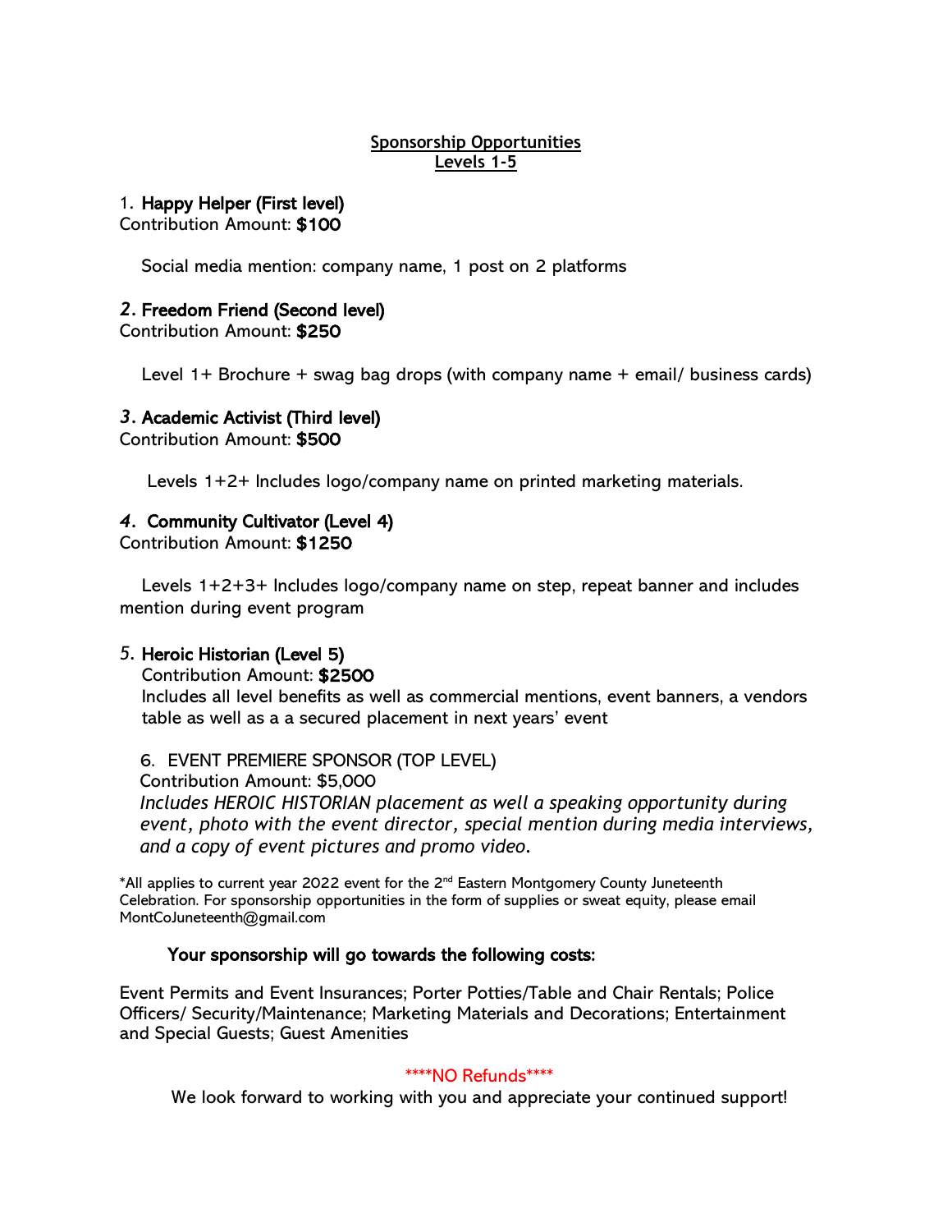## Sponsorship Opportunities
## Levels 1-5

1. **Happy Helper (First level)**
Contribution Amount: **$100**

Social media mention: company name, 1 post on 2 platforms

2. **Freedom Friend (Second level)**
Contribution Amount: **$250**

Level 1+ Brochure + swag bag drops (with company name + email/ business cards)

3. **Academic Activist (Third level)**
Contribution Amount: **$500**

Levels 1+2+ Includes logo/company name on printed marketing materials.

4. **Community Cultivator (Level 4)**
Contribution Amount: **$1250**

Levels 1+2+3+ Includes logo/company name on step, repeat banner and includes mention during event program

5. **Heroic Historian (Level 5)**
Contribution Amount: **$2500**
Includes all level benefits as well as commercial mentions, event banners, a vendors table as well as a a secured placement in next years' event

6. EVENT PREMIERE SPONSOR (TOP LEVEL)
Contribution Amount: $5,000
*Includes HEROIC HISTORIAN placement as well a speaking opportunity during event, photo with the event director, special mention during media interviews, and a copy of event pictures and promo video.*

*All applies to current year 2022 event for the 2nd Eastern Montgomery County Juneteenth Celebration. For sponsorship opportunities in the form of supplies or sweat equity, please email MontCoJuneteenth@gmail.com

**Your sponsorship will go towards the following costs:**

Event Permits and Event Insurances; Porter Potties/Table and Chair Rentals; Police Officers/ Security/Maintenance; Marketing Materials and Decorations; Entertainment and Special Guests; Guest Amenities

****NO Refunds****

We look forward to working with you and appreciate your continued support!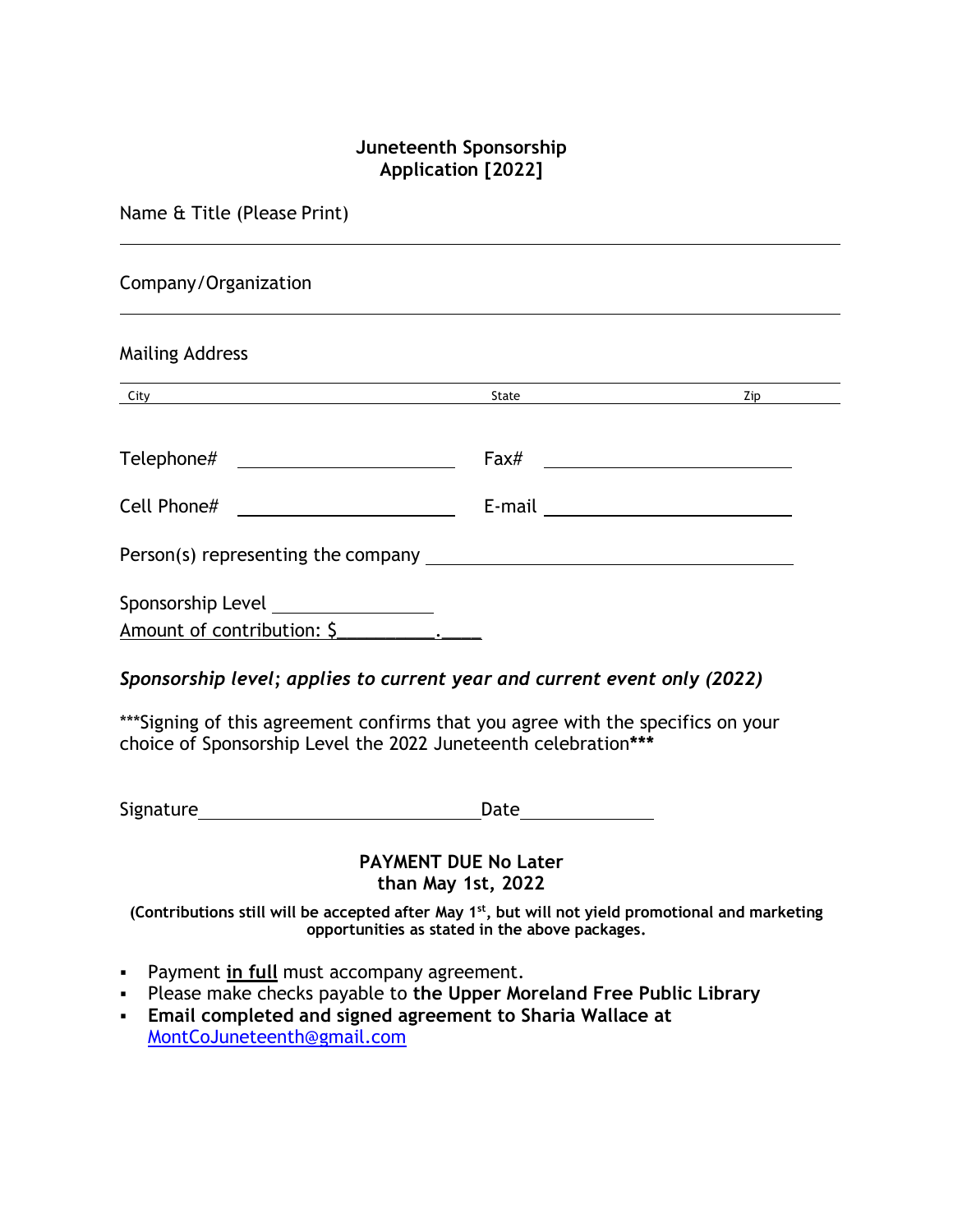**Juneteenth Sponsorship Application [2022]**

Name & Title (Please Print)

______________________________________________________________

Company/Organization

______________________________________________________________

Mailing Address

______________________________________________________________

City ______________________________ State ______________________ Zip __________

Telephone# ______________________ Fax# ______________________

Cell Phone# ______________________ E-mail ______________________

Person(s) representing the company ______________________________

Sponsorship Level ______________

Amount of contribution: $_________.____

*Sponsorship level; applies to current year and current event only (2022)*

***Signing of this agreement confirms that you agree with the specifics on your choice of Sponsorship Level the 2022 Juneteenth celebration***

Signature__________________________ Date____________

**PAYMENT DUE No Later than May 1st, 2022**

**(Contributions still will be accepted after May 1st, but will not yield promotional and marketing opportunities as stated in the above packages.**

- Payment **in full** must accompany agreement.
- Please make checks payable to **the Upper Moreland Free Public Library**
- **Email completed and signed agreement to Sharia Wallace at** MontCoJuneteenth@gmail.com